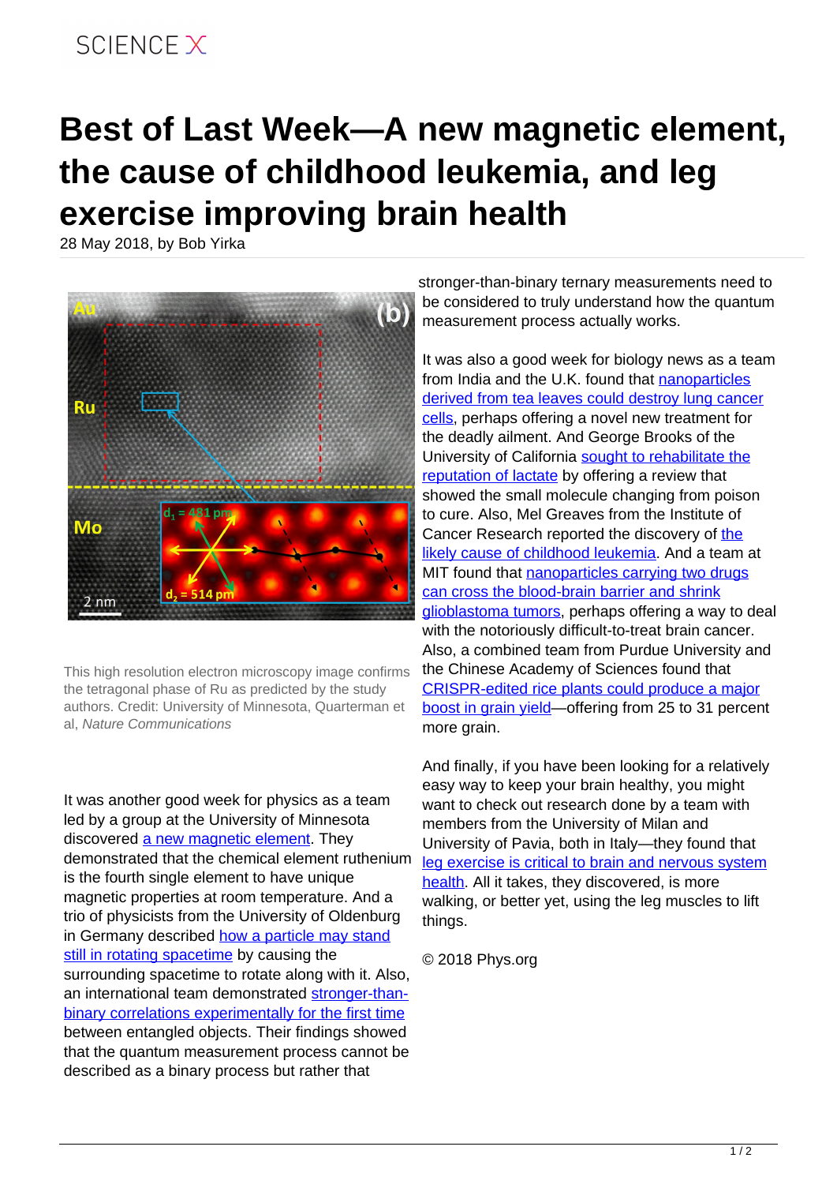# Best of Last Week—A new magnetic element, the cause of childhood leukemia, and leg exercise improving brain health

28 May 2018, by Bob Yirka

This high resolution electron microscopy image confirms the tetragonal phase of Ru as predicted by the study authors. Credit: University of Minnesota, Quarterman et al, *Nature Communications*

It was another good week for physics as a team led by a group at the University of Minnesota discovered a new magnetic element. They demonstrated that the chemical element ruthenium is the fourth single element to have unique magnetic properties at room temperature. And a trio of physicists from the University of Oldenburg in Germany described how a particle may stand still in rotating spacetime by causing the surrounding spacetime to rotate along with it. Also, an international team demonstrated stronger-than-binary correlations experimentally for the first time between entangled objects. Their findings showed that the quantum measurement process cannot be described as a binary process but rather that stronger-than-binary ternary measurements need to be considered to truly understand how the quantum measurement process actually works.

It was also a good week for biology news as a team from India and the U.K. found that nanoparticles derived from tea leaves could destroy lung cancer cells, perhaps offering a novel new treatment for the deadly ailment. And George Brooks of the University of California sought to rehabilitate the reputation of lactate by offering a review that showed the small molecule changing from poison to cure. Also, Mel Greaves from the Institute of Cancer Research reported the discovery of the likely cause of childhood leukemia. And a team at MIT found that nanoparticles carrying two drugs can cross the blood-brain barrier and shrink glioblastoma tumors, perhaps offering a way to deal with the notoriously difficult-to-treat brain cancer. Also, a combined team from Purdue University and the Chinese Academy of Sciences found that CRISPR-edited rice plants could produce a major boost in grain yield—offering from 25 to 31 percent more grain.

And finally, if you have been looking for a relatively easy way to keep your brain healthy, you might want to check out research done by a team with members from the University of Milan and University of Pavia, both in Italy—they found that leg exercise is critical to brain and nervous system health. All it takes, they discovered, is more walking, or better yet, using the leg muscles to lift things.

© 2018 Phys.org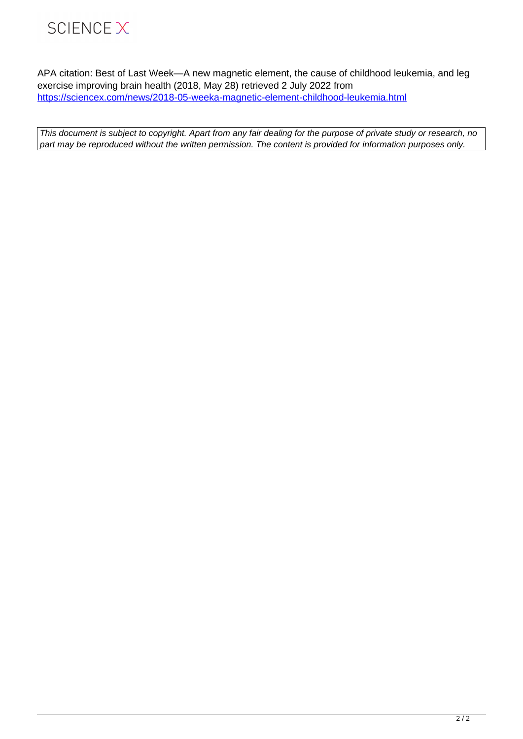APA citation: Best of Last Week—A new magnetic element, the cause of childhood leukemia, and leg exercise improving brain health (2018, May 28) retrieved 2 July 2022 from https://sciencex.com/news/2018-05-weeka-magnetic-element-childhood-leukemia.html

*This document is subject to copyright. Apart from any fair dealing for the purpose of private study or research, no part may be reproduced without the written permission. The content is provided for information purposes only.*